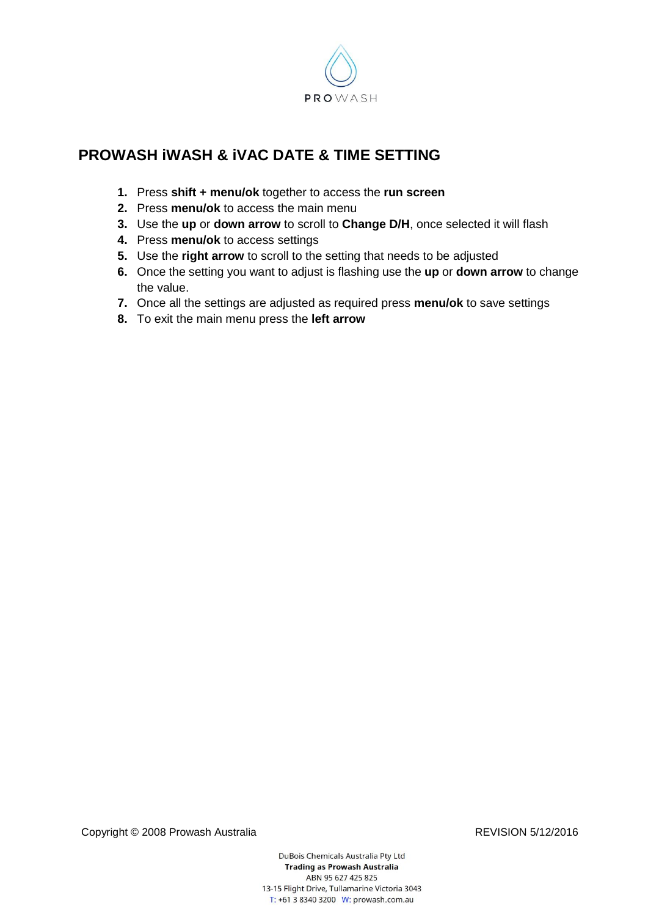PROWASH

# PROWASH iWASH & iVAC DATE & TIME SETTING

1. Press **shift + menu/ok** together to access the **run screen**
2. Press **menu/ok** to access the main menu
3. Use the **up** or **down arrow** to scroll to **Change D/H**, once selected it will flash
4. Press **menu/ok** to access settings
5. Use the **right arrow** to scroll to the setting that needs to be adjusted
6. Once the setting you want to adjust is flashing use the **up** or **down arrow** to change the value.
7. Once all the settings are adjusted as required press **menu/ok** to save settings
8. To exit the main menu press the **left arrow**

Copyright © 2008 Prowash Australia

REVISION 5/12/2016

DuBois Chemicals Australia Pty Ltd
**Trading as Prowash Australia**
ABN 95 627 425 825
13-15 Flight Drive, Tullamarine Victoria 3043
T: +61 3 8340 3200 W: prowash.com.au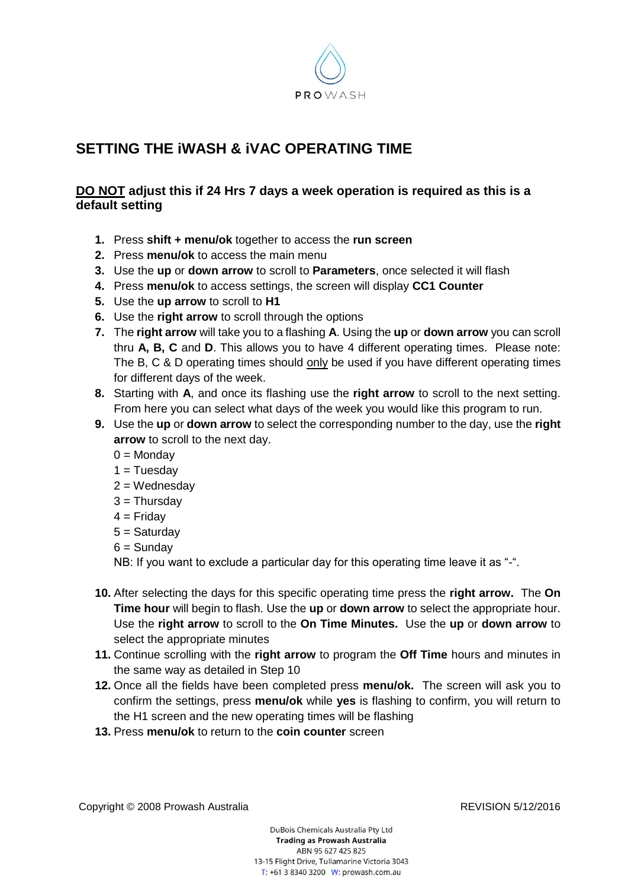# SETTING THE iWASH & iVAC OPERATING TIME

**DO NOT adjust this if 24 Hrs 7 days a week operation is required as this is a default setting**

1. Press **shift + menu/ok** together to access the **run screen**
2. Press **menu/ok** to access the main menu
3. Use the **up** or **down arrow** to scroll to **Parameters**, once selected it will flash
4. Press **menu/ok** to access settings, the screen will display **CC1 Counter**
5. Use the **up arrow** to scroll to **H1**
6. Use the **right arrow** to scroll through the options
7. The **right arrow** will take you to a flashing **A**. Using the **up** or **down arrow** you can scroll thru **A, B, C** and **D**. This allows you to have 4 different operating times. Please note: The B, C & D operating times should only be used if you have different operating times for different days of the week.
8. Starting with **A**, and once its flashing use the **right arrow** to scroll to the next setting. From here you can select what days of the week you would like this program to run.
9. Use the **up** or **down arrow** to select the corresponding number to the day, use the **right arrow** to scroll to the next day.

   0 = Monday
   1 = Tuesday
   2 = Wednesday
   3 = Thursday
   4 = Friday
   5 = Saturday
   6 = Sunday

   NB: If you want to exclude a particular day for this operating time leave it as "-".

10. After selecting the days for this specific operating time press the **right arrow.** The **On Time hour** will begin to flash. Use the **up** or **down arrow** to select the appropriate hour. Use the **right arrow** to scroll to the **On Time Minutes.** Use the **up** or **down arrow** to select the appropriate minutes
11. Continue scrolling with the **right arrow** to program the **Off Time** hours and minutes in the same way as detailed in Step 10
12. Once all the fields have been completed press **menu/ok.** The screen will ask you to confirm the settings, press **menu/ok** while **yes** is flashing to confirm, you will return to the H1 screen and the new operating times will be flashing
13. Press **menu/ok** to return to the **coin counter** screen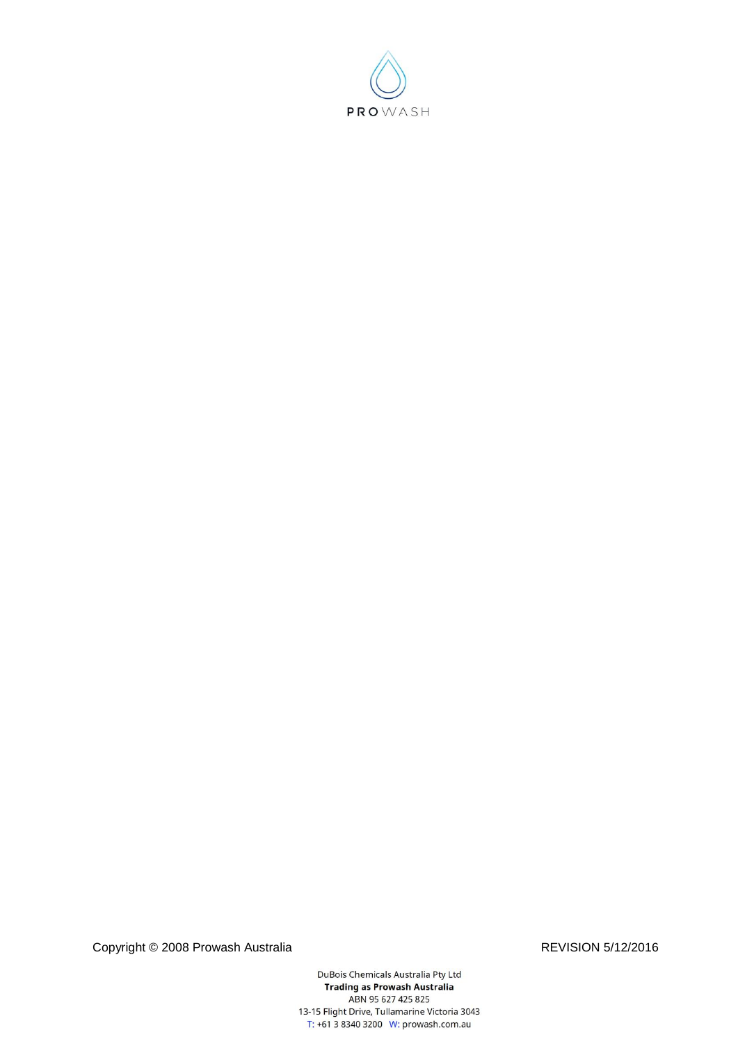PROWASH

Copyright © 2008 Prowash Australia REVISION 5/12/2016

DuBois Chemicals Australia Pty Ltd
**Trading as Prowash Australia**
ABN 95 627 425 825
13-15 Flight Drive, Tullamarine Victoria 3043
T: +61 3 8340 3200 W: prowash.com.au